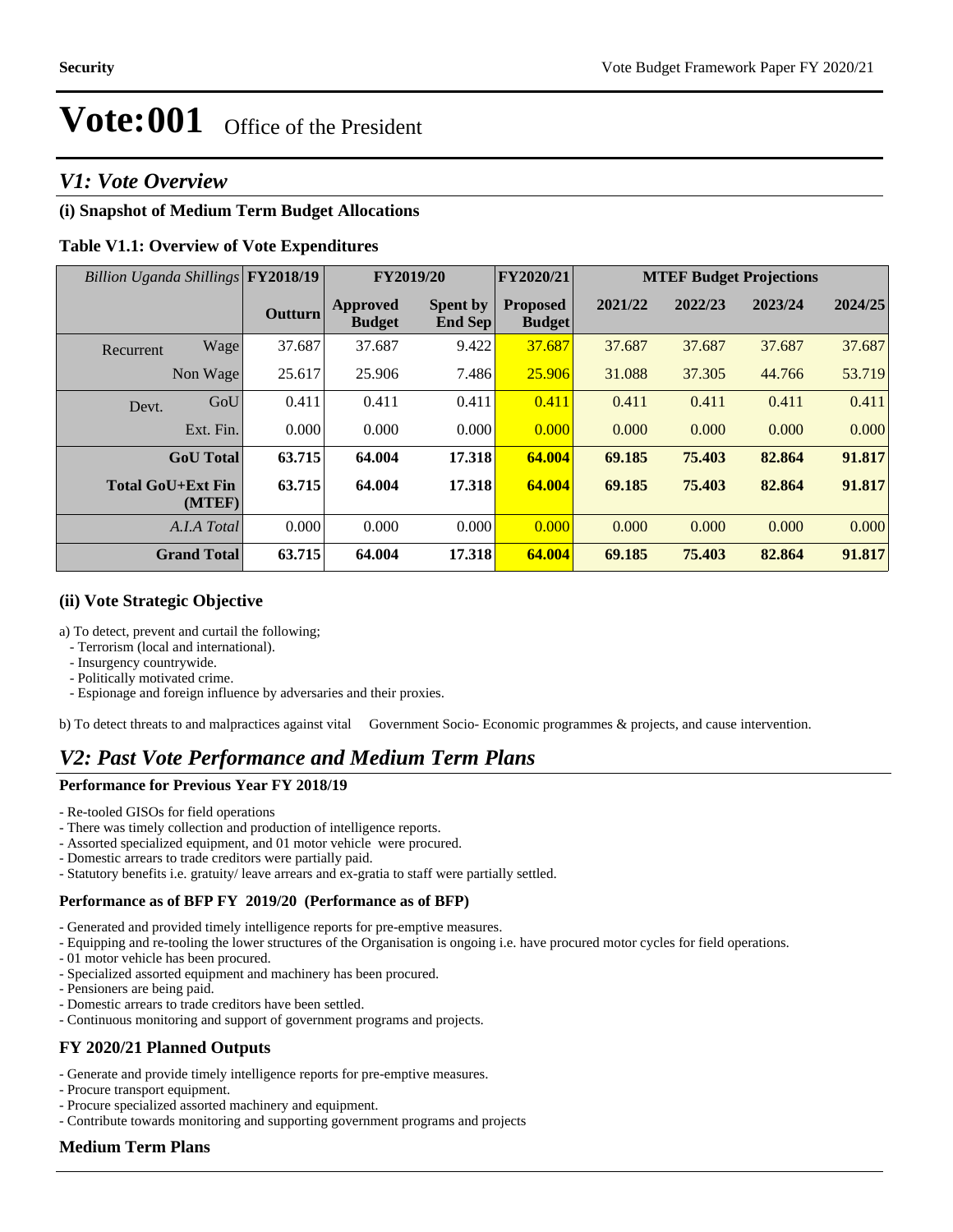# Vote:001 Office of the President

## V1: Vote Overview

### (i) Snapshot of Medium Term Budget Allocations

**Table V1.1: Overview of Vote Expenditures**

| *Billion Uganda Shillings* | | FY2018/19 | FY2019/20 | | FY2020/21 | MTEF Budget Projections | | | |
|---|---|---|---|---|---|---|---|---|---|
| | | Outturn | Approved Budget | Spent by End Sep | Proposed Budget | 2021/22 | 2022/23 | 2023/24 | 2024/25 |
| Recurrent | Wage | 37.687 | 37.687 | 9.422 | 37.687 | 37.687 | 37.687 | 37.687 | 37.687 |
| | Non Wage | 25.617 | 25.906 | 7.486 | 25.906 | 31.088 | 37.305 | 44.766 | 53.719 |
| Devt. | GoU | 0.411 | 0.411 | 0.411 | 0.411 | 0.411 | 0.411 | 0.411 | 0.411 |
| | Ext. Fin. | 0.000 | 0.000 | 0.000 | 0.000 | 0.000 | 0.000 | 0.000 | 0.000 |
| | **GoU Total** | **63.715** | **64.004** | **17.318** | **64.004** | **69.185** | **75.403** | **82.864** | **91.817** |
| | **Total GoU+Ext Fin (MTEF)** | **63.715** | **64.004** | **17.318** | **64.004** | **69.185** | **75.403** | **82.864** | **91.817** |
| | *A.I.A Total* | 0.000 | 0.000 | 0.000 | 0.000 | 0.000 | 0.000 | 0.000 | 0.000 |
| | **Grand Total** | **63.715** | **64.004** | **17.318** | **64.004** | **69.185** | **75.403** | **82.864** | **91.817** |

### (ii) Vote Strategic Objective

a) To detect, prevent and curtail the following;
- Terrorism (local and international).
- Insurgency countrywide.
- Politically motivated crime.
- Espionage and foreign influence by adversaries and their proxies.

b) To detect threats to and malpractices against vital Government Socio- Economic programmes & projects, and cause intervention.

## V2: Past Vote Performance and Medium Term Plans

**Performance for Previous Year FY 2018/19**

- Re-tooled GISOs for field operations
- There was timely collection and production of intelligence reports.
- Assorted specialized equipment, and 01 motor vehicle were procured.
- Domestic arrears to trade creditors were partially paid.
- Statutory benefits i.e. gratuity/ leave arrears and ex-gratia to staff were partially settled.

**Performance as of BFP FY 2019/20 (Performance as of BFP)**

- Generated and provided timely intelligence reports for pre-emptive measures.
- Equipping and re-tooling the lower structures of the Organisation is ongoing i.e. have procured motor cycles for field operations.
- 01 motor vehicle has been procured.
- Specialized assorted equipment and machinery has been procured.
- Pensioners are being paid.
- Domestic arrears to trade creditors have been settled.
- Continuous monitoring and support of government programs and projects.

### FY 2020/21 Planned Outputs

- Generate and provide timely intelligence reports for pre-emptive measures.
- Procure transport equipment.
- Procure specialized assorted machinery and equipment.
- Contribute towards monitoring and supporting government programs and projects

### Medium Term Plans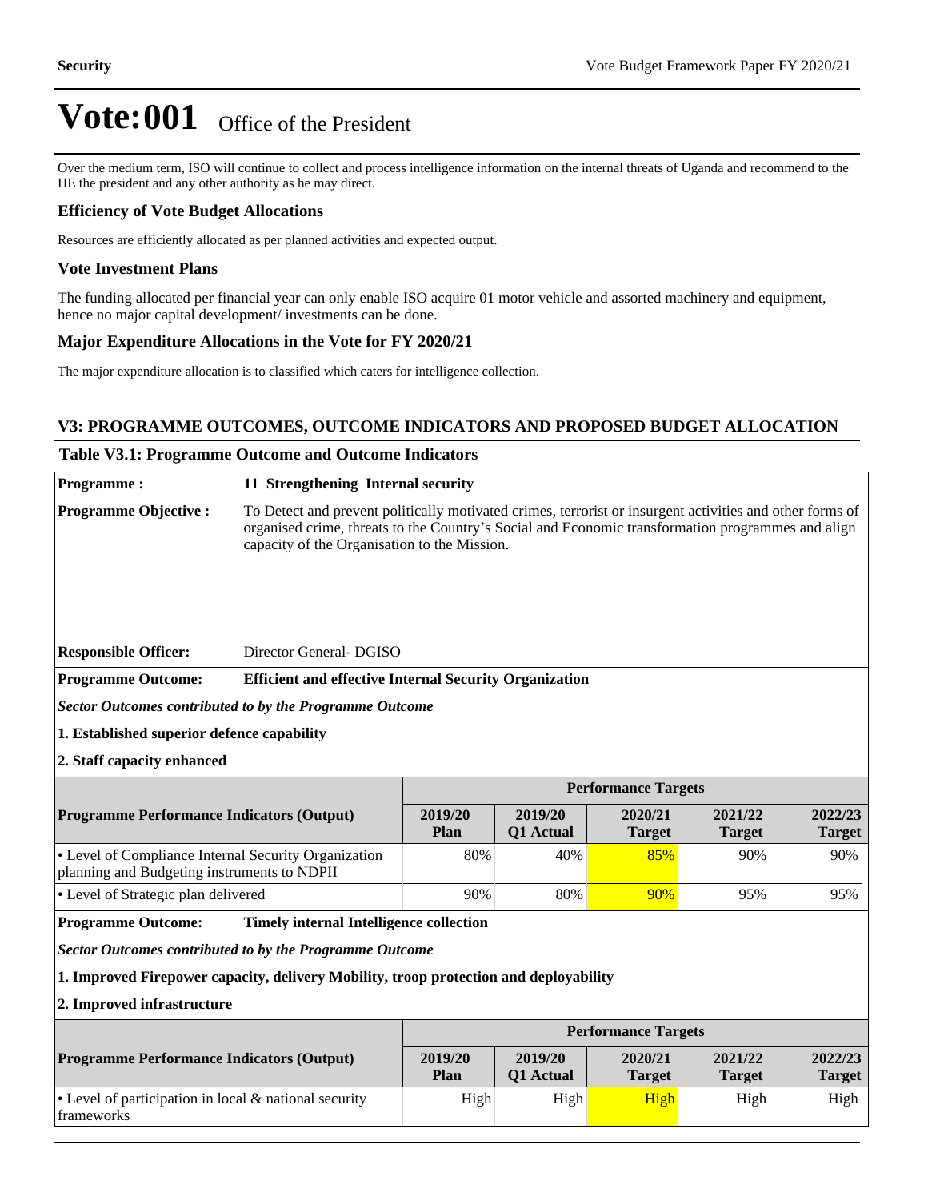# Vote:001 Office of the President

Over the medium term, ISO will continue to collect and process intelligence information on the internal threats of Uganda and recommend to the HE the president and any other authority as he may direct.

### Efficiency of Vote Budget Allocations

Resources are efficiently allocated as per planned activities and expected output.

### Vote Investment Plans

The funding allocated per financial year can only enable ISO acquire 01 motor vehicle and assorted machinery and equipment, hence no major capital development/ investments can be done.

### Major Expenditure Allocations in the Vote for FY 2020/21

The major expenditure allocation is to classified which caters for intelligence collection.

## V3: PROGRAMME OUTCOMES, OUTCOME INDICATORS AND PROPOSED BUDGET ALLOCATION

### Table V3.1: Programme Outcome and Outcome Indicators

**Programme :** **11 Strengthening Internal security**

**Programme Objective :** To Detect and prevent politically motivated crimes, terrorist or insurgent activities and other forms of organised crime, threats to the Country's Social and Economic transformation programmes and align capacity of the Organisation to the Mission.

**Responsible Officer:** Director General- DGISO

**Programme Outcome:** **Efficient and effective Internal Security Organization**

***Sector Outcomes contributed to by the Programme Outcome***

**1. Established superior defence capability**

**2. Staff capacity enhanced**

| Programme Performance Indicators (Output) | Performance Targets | | | | |
|---|---|---|---|---|---|
| | 2019/20 Plan | 2019/20 Q1 Actual | 2020/21 Target | 2021/22 Target | 2022/23 Target |
| • Level of Compliance Internal Security Organization planning and Budgeting instruments to NDPII | 80% | 40% | 85% | 90% | 90% |
| • Level of Strategic plan delivered | 90% | 80% | 90% | 95% | 95% |

**Programme Outcome:** **Timely internal Intelligence collection**

***Sector Outcomes contributed to by the Programme Outcome***

**1. Improved Firepower capacity, delivery Mobility, troop protection and deployability**

**2. Improved infrastructure**

| Programme Performance Indicators (Output) | Performance Targets | | | | |
|---|---|---|---|---|---|
| | 2019/20 Plan | 2019/20 Q1 Actual | 2020/21 Target | 2021/22 Target | 2022/23 Target |
| • Level of participation in local & national security frameworks | High | High | High | High | High |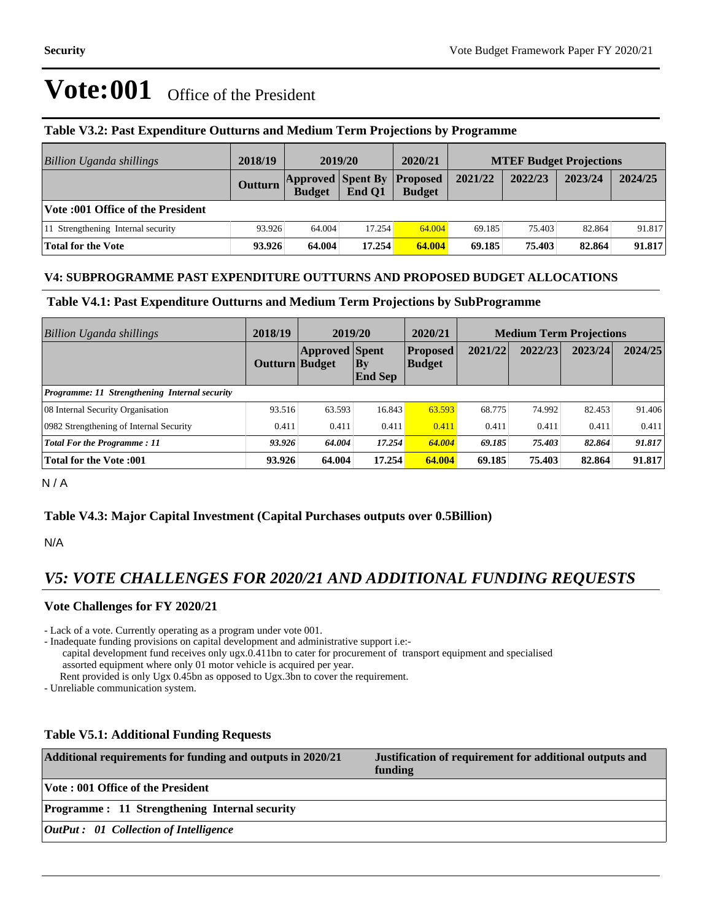# Vote:001 Office of the President

### Table V3.2: Past Expenditure Outturns and Medium Term Projections by Programme

| *Billion Uganda shillings* | 2018/19 | 2019/20 | | 2020/21 | MTEF Budget Projections | | | |
|---|---|---|---|---|---|---|---|---|
| | Outturn | Approved Budget | Spent By End Q1 | Proposed Budget | 2021/22 | 2022/23 | 2023/24 | 2024/25 |
| **Vote :001 Office of the President** | | | | | | | | |
| 11 Strengthening Internal security | 93.926 | 64.004 | 17.254 | 64.004 | 69.185 | 75.403 | 82.864 | 91.817 |
| **Total for the Vote** | **93.926** | **64.004** | **17.254** | **64.004** | **69.185** | **75.403** | **82.864** | **91.817** |

### V4: SUBPROGRAMME PAST EXPENDITURE OUTTURNS AND PROPOSED BUDGET ALLOCATIONS

### Table V4.1: Past Expenditure Outturns and Medium Term Projections by SubProgramme

| *Billion Uganda shillings* | 2018/19 | 2019/20 | | 2020/21 | Medium Term Projections | | | |
|---|---|---|---|---|---|---|---|---|
| | Outturn | Approved Budget | Spent By End Sep | Proposed Budget | 2021/22 | 2022/23 | 2023/24 | 2024/25 |
| ***Programme: 11 Strengthening Internal security*** | | | | | | | | |
| 08 Internal Security Organisation | 93.516 | 63.593 | 16.843 | 63.593 | 68.775 | 74.992 | 82.453 | 91.406 |
| 0982 Strengthening of Internal Security | 0.411 | 0.411 | 0.411 | 0.411 | 0.411 | 0.411 | 0.411 | 0.411 |
| ***Total For the Programme : 11*** | ***93.926*** | ***64.004*** | ***17.254*** | ***64.004*** | ***69.185*** | ***75.403*** | ***82.864*** | ***91.817*** |
| **Total for the Vote :001** | **93.926** | **64.004** | **17.254** | **64.004** | **69.185** | **75.403** | **82.864** | **91.817** |

N / A

### Table V4.3: Major Capital Investment (Capital Purchases outputs over 0.5Billion)

N/A

## *V5: VOTE CHALLENGES FOR 2020/21 AND ADDITIONAL FUNDING REQUESTS*

### Vote Challenges for FY 2020/21

- Lack of a vote. Currently operating as a program under vote 001.
- Inadequate funding provisions on capital development and administrative support i.e:-
  capital development fund receives only ugx.0.411bn to cater for procurement of transport equipment and specialised assorted equipment where only 01 motor vehicle is acquired per year.
  Rent provided is only Ugx 0.45bn as opposed to Ugx.3bn to cover the requirement.
- Unreliable communication system.

### Table V5.1: Additional Funding Requests

| Additional requirements for funding and outputs in 2020/21 | Justification of requirement for additional outputs and funding |
|---|---|
| **Vote : 001 Office of the President** | |
| **Programme : 11 Strengthening Internal security** | |
| ***OutPut : 01 Collection of Intelligence*** | |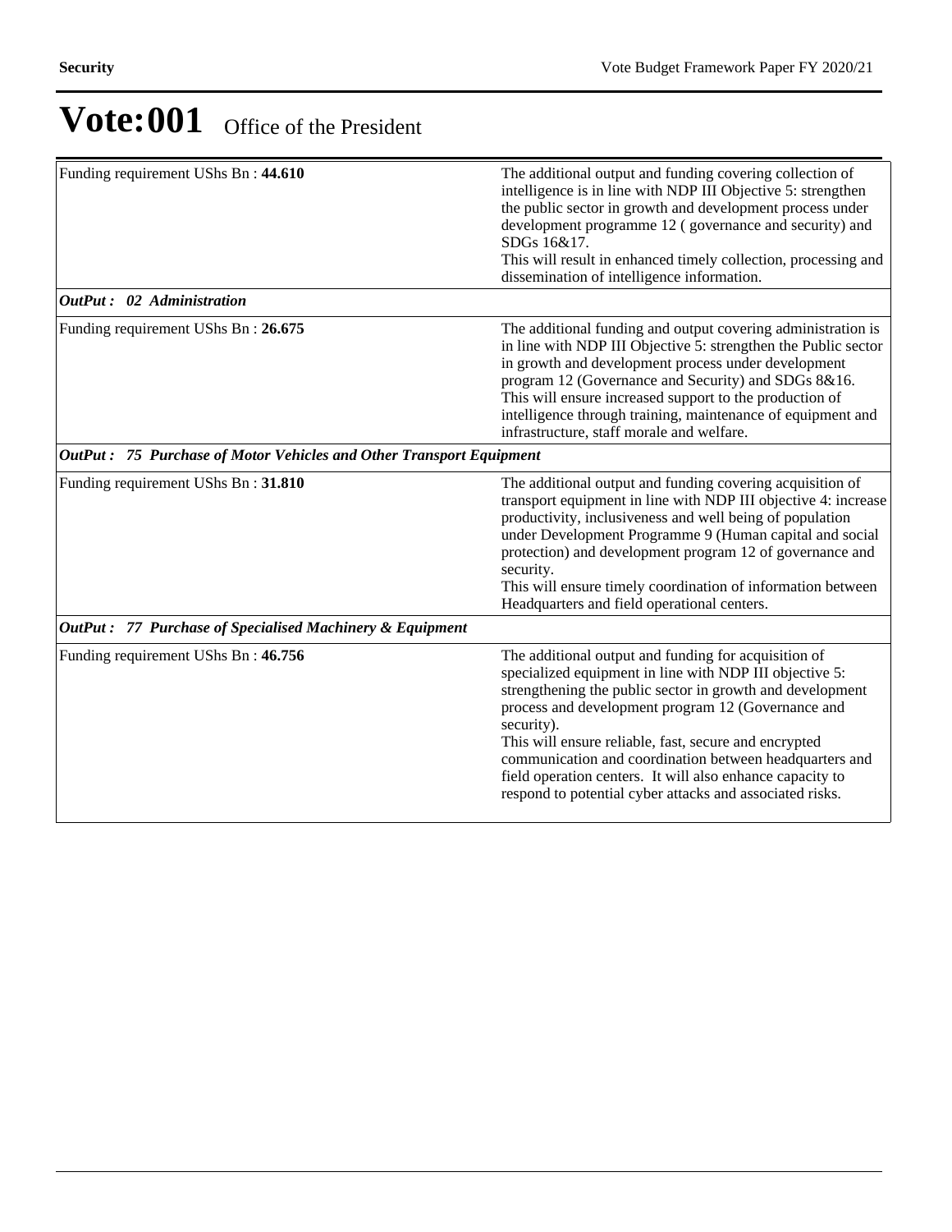# Vote:001 Office of the President

| | |
|---|---|
| Funding requirement UShs Bn : **44.610** | The additional output and funding covering collection of intelligence is in line with NDP III Objective 5: strengthen the public sector in growth and development process under development programme 12 ( governance and security) and SDGs 16&17.<br>This will result in enhanced timely collection, processing and dissemination of intelligence information. |
| ***OutPut : 02 Administration*** | |
| Funding requirement UShs Bn : **26.675** | The additional funding and output covering administration is in line with NDP III Objective 5: strengthen the Public sector in growth and development process under development program 12 (Governance and Security) and SDGs 8&16.<br>This will ensure increased support to the production of intelligence through training, maintenance of equipment and infrastructure, staff morale and welfare. |
| ***OutPut : 75 Purchase of Motor Vehicles and Other Transport Equipment*** | |
| Funding requirement UShs Bn : **31.810** | The additional output and funding covering acquisition of transport equipment in line with NDP III objective 4: increase productivity, inclusiveness and well being of population under Development Programme 9 (Human capital and social protection) and development program 12 of governance and security.<br>This will ensure timely coordination of information between Headquarters and field operational centers. |
| ***OutPut : 77 Purchase of Specialised Machinery & Equipment*** | |
| Funding requirement UShs Bn : **46.756** | The additional output and funding for acquisition of specialized equipment in line with NDP III objective 5: strengthening the public sector in growth and development process and development program 12 (Governance and security).<br>This will ensure reliable, fast, secure and encrypted communication and coordination between headquarters and field operation centers. It will also enhance capacity to respond to potential cyber attacks and associated risks. |